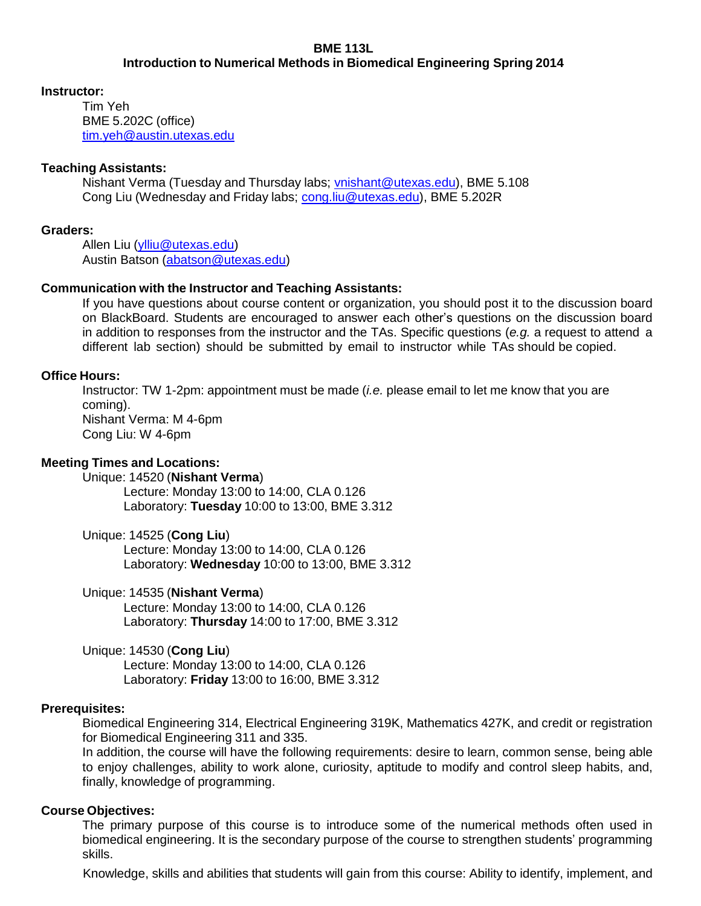**BME 113L**

**Introduction to Numerical Methods in Biomedical Engineering Spring 2014**

**Instructor:**

Tim Yeh
BME 5.202C (office)
tim.yeh@austin.utexas.edu

**Teaching Assistants:**

Nishant Verma (Tuesday and Thursday labs; vnishant@utexas.edu), BME 5.108
Cong Liu (Wednesday and Friday labs; cong.liu@utexas.edu), BME 5.202R

**Graders:**

Allen Liu (ylliu@utexas.edu)
Austin Batson (abatson@utexas.edu)

**Communication with the Instructor and Teaching Assistants:**

If you have questions about course content or organization, you should post it to the discussion board on BlackBoard. Students are encouraged to answer each other's questions on the discussion board in addition to responses from the instructor and the TAs. Specific questions (*e.g.* a request to attend a different lab section) should be submitted by email to instructor while TAs should be copied.

**Office Hours:**

Instructor: TW 1-2pm: appointment must be made (*i.e.* please email to let me know that you are coming).
Nishant Verma: M 4-6pm
Cong Liu: W 4-6pm

**Meeting Times and Locations:**

Unique: 14520 (**Nishant Verma**)
Lecture: Monday 13:00 to 14:00, CLA 0.126
Laboratory: **Tuesday** 10:00 to 13:00, BME 3.312

Unique: 14525 (**Cong Liu**)
Lecture: Monday 13:00 to 14:00, CLA 0.126
Laboratory: **Wednesday** 10:00 to 13:00, BME 3.312

Unique: 14535 (**Nishant Verma**)
Lecture: Monday 13:00 to 14:00, CLA 0.126
Laboratory: **Thursday** 14:00 to 17:00, BME 3.312

Unique: 14530 (**Cong Liu**)
Lecture: Monday 13:00 to 14:00, CLA 0.126
Laboratory: **Friday** 13:00 to 16:00, BME 3.312

**Prerequisites:**

Biomedical Engineering 314, Electrical Engineering 319K, Mathematics 427K, and credit or registration for Biomedical Engineering 311 and 335.
In addition, the course will have the following requirements: desire to learn, common sense, being able to enjoy challenges, ability to work alone, curiosity, aptitude to modify and control sleep habits, and, finally, knowledge of programming.

**Course Objectives:**

The primary purpose of this course is to introduce some of the numerical methods often used in biomedical engineering. It is the secondary purpose of the course to strengthen students' programming skills.

Knowledge, skills and abilities that students will gain from this course: Ability to identify, implement, and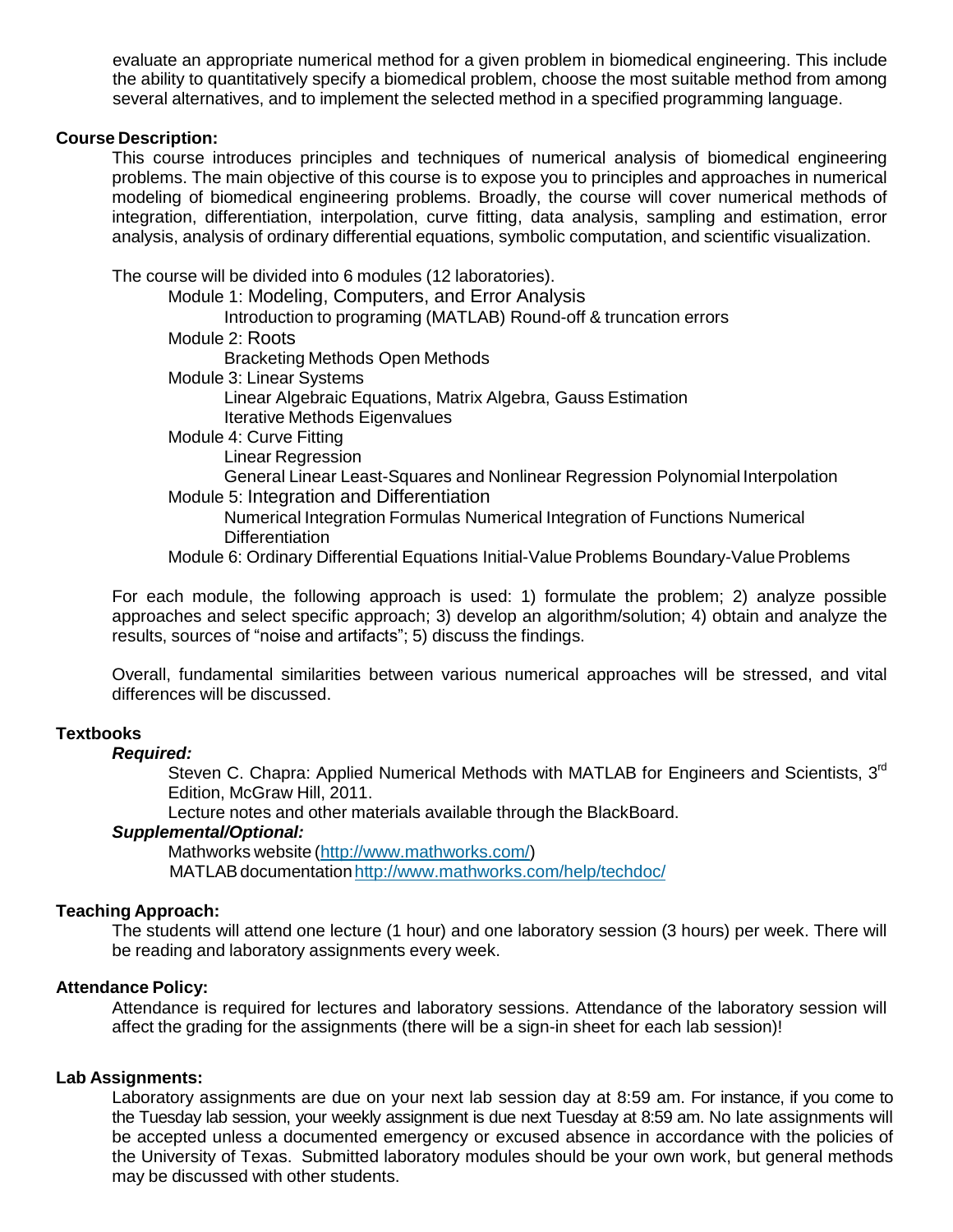evaluate an appropriate numerical method for a given problem in biomedical engineering. This include the ability to quantitatively specify a biomedical problem, choose the most suitable method from among several alternatives, and to implement the selected method in a specified programming language.

**Course Description:**

This course introduces principles and techniques of numerical analysis of biomedical engineering problems. The main objective of this course is to expose you to principles and approaches in numerical modeling of biomedical engineering problems. Broadly, the course will cover numerical methods of integration, differentiation, interpolation, curve fitting, data analysis, sampling and estimation, error analysis, analysis of ordinary differential equations, symbolic computation, and scientific visualization.

The course will be divided into 6 modules (12 laboratories).

- Module 1: Modeling, Computers, and Error Analysis
  - Introduction to programing (MATLAB) Round-off & truncation errors
- Module 2: Roots
  - Bracketing Methods Open Methods
- Module 3: Linear Systems
  - Linear Algebraic Equations, Matrix Algebra, Gauss Estimation
  - Iterative Methods Eigenvalues
- Module 4: Curve Fitting
  - Linear Regression
  - General Linear Least-Squares and Nonlinear Regression Polynomial Interpolation
- Module 5: Integration and Differentiation
  - Numerical Integration Formulas Numerical Integration of Functions Numerical Differentiation
- Module 6: Ordinary Differential Equations Initial-Value Problems Boundary-Value Problems

For each module, the following approach is used: 1) formulate the problem; 2) analyze possible approaches and select specific approach; 3) develop an algorithm/solution; 4) obtain and analyze the results, sources of "noise and artifacts"; 5) discuss the findings.

Overall, fundamental similarities between various numerical approaches will be stressed, and vital differences will be discussed.

**Textbooks**

***Required:***

Steven C. Chapra: Applied Numerical Methods with MATLAB for Engineers and Scientists, 3rd Edition, McGraw Hill, 2011.

Lecture notes and other materials available through the BlackBoard.

***Supplemental/Optional:***

Mathworks website (http://www.mathworks.com/)

MATLAB documentation http://www.mathworks.com/help/techdoc/

**Teaching Approach:**

The students will attend one lecture (1 hour) and one laboratory session (3 hours) per week. There will be reading and laboratory assignments every week.

**Attendance Policy:**

Attendance is required for lectures and laboratory sessions. Attendance of the laboratory session will affect the grading for the assignments (there will be a sign-in sheet for each lab session)!

**Lab Assignments:**

Laboratory assignments are due on your next lab session day at 8:59 am. For instance, if you come to the Tuesday lab session, your weekly assignment is due next Tuesday at 8:59 am. No late assignments will be accepted unless a documented emergency or excused absence in accordance with the policies of the University of Texas. Submitted laboratory modules should be your own work, but general methods may be discussed with other students.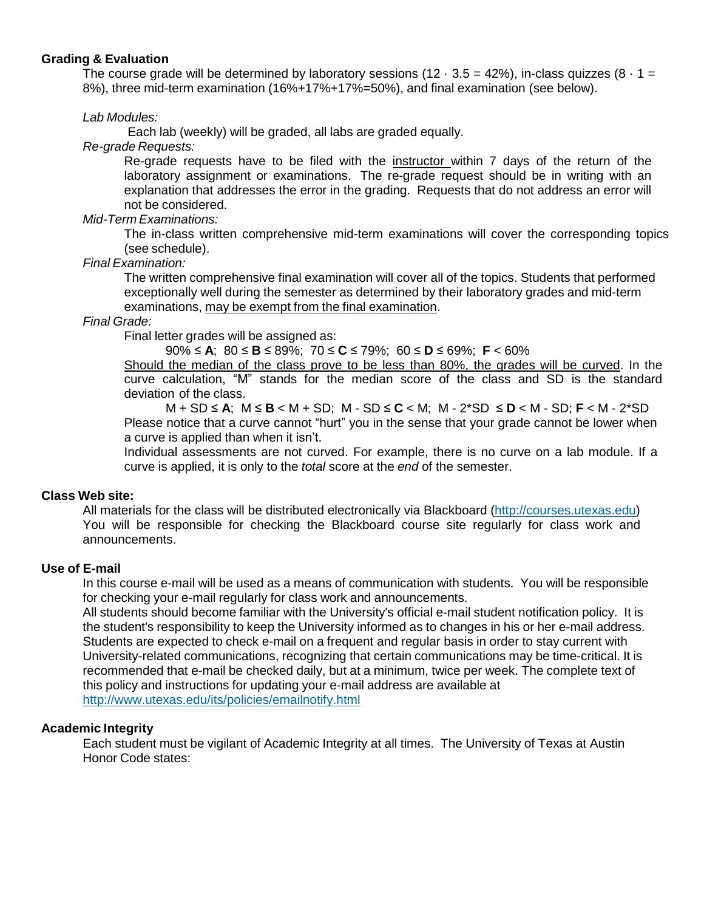**Grading & Evaluation**

The course grade will be determined by laboratory sessions ($12 \cdot 3.5 = 42\%$), in-class quizzes ($8 \cdot 1 = 8\%$), three mid-term examination (16%+17%+17%=50%), and final examination (see below).

*Lab Modules:*

Each lab (weekly) will be graded, all labs are graded equally.

*Re-grade Requests:*

Re-grade requests have to be filed with the <u>instructor</u> within 7 days of the return of the laboratory assignment or examinations. The re-grade request should be in writing with an explanation that addresses the error in the grading. Requests that do not address an error will not be considered.

*Mid-Term Examinations:*

The in-class written comprehensive mid-term examinations will cover the corresponding topics (see schedule).

*Final Examination:*

The written comprehensive final examination will cover all of the topics. Students that performed exceptionally well during the semester as determined by their laboratory grades and mid-term examinations, <u>may be exempt from the final examination</u>.

*Final Grade:*

Final letter grades will be assigned as:

90% ≤ **A**; 80 ≤ **B** ≤ 89%; 70 ≤ **C** ≤ 79%; 60 ≤ **D** ≤ 69%; **F** < 60%

<u>Should the median of the class prove to be less than 80%, the grades will be curved</u>. In the curve calculation, "M" stands for the median score of the class and SD is the standard deviation of the class.

M + SD ≤ **A**; M ≤ **B** < M + SD; M - SD ≤ **C** < M; M - 2*SD ≤ **D** < M - SD; **F** < M - 2*SD

Please notice that a curve cannot "hurt" you in the sense that your grade cannot be lower when a curve is applied than when it isn't.

Individual assessments are not curved. For example, there is no curve on a lab module. If a curve is applied, it is only to the *total* score at the *end* of the semester.

**Class Web site:**

All materials for the class will be distributed electronically via Blackboard (http://courses.utexas.edu) You will be responsible for checking the Blackboard course site regularly for class work and announcements.

**Use of E-mail**

In this course e-mail will be used as a means of communication with students. You will be responsible for checking your e-mail regularly for class work and announcements.

All students should become familiar with the University's official e-mail student notification policy. It is the student's responsibility to keep the University informed as to changes in his or her e-mail address. Students are expected to check e-mail on a frequent and regular basis in order to stay current with University-related communications, recognizing that certain communications may be time-critical. It is recommended that e-mail be checked daily, but at a minimum, twice per week. The complete text of this policy and instructions for updating your e-mail address are available at http://www.utexas.edu/its/policies/emailnotify.html

**Academic Integrity**

Each student must be vigilant of Academic Integrity at all times. The University of Texas at Austin Honor Code states: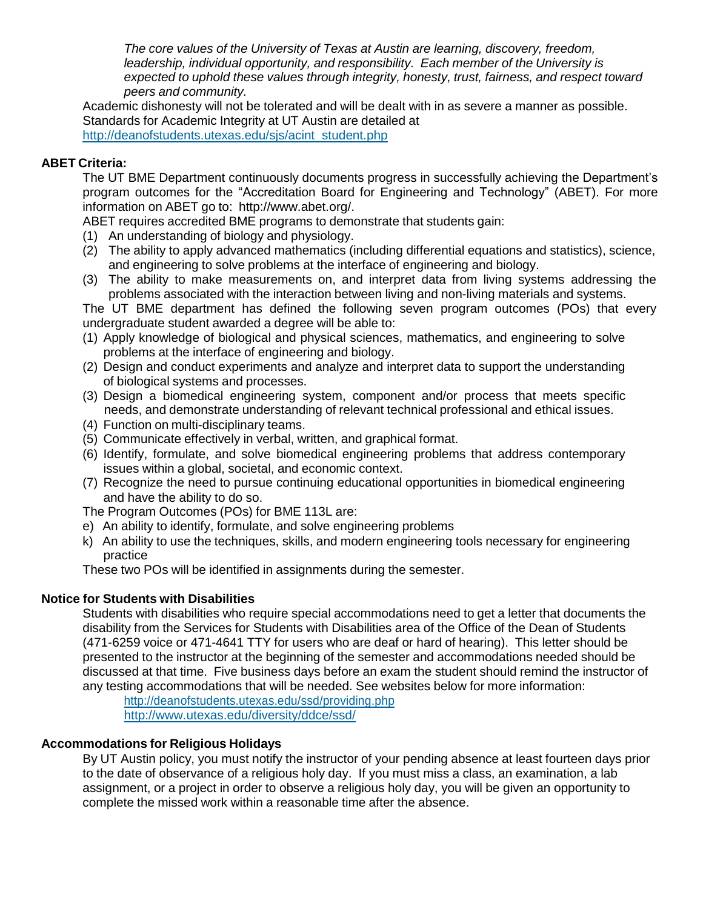*The core values of the University of Texas at Austin are learning, discovery, freedom, leadership, individual opportunity, and responsibility. Each member of the University is expected to uphold these values through integrity, honesty, trust, fairness, and respect toward peers and community.*

Academic dishonesty will not be tolerated and will be dealt with in as severe a manner as possible. Standards for Academic Integrity at UT Austin are detailed at http://deanofstudents.utexas.edu/sjs/acint_student.php

**ABET Criteria:**

The UT BME Department continuously documents progress in successfully achieving the Department's program outcomes for the "Accreditation Board for Engineering and Technology" (ABET). For more information on ABET go to: http://www.abet.org/.

ABET requires accredited BME programs to demonstrate that students gain:

(1) An understanding of biology and physiology.
(2) The ability to apply advanced mathematics (including differential equations and statistics), science, and engineering to solve problems at the interface of engineering and biology.
(3) The ability to make measurements on, and interpret data from living systems addressing the problems associated with the interaction between living and non-living materials and systems.

The UT BME department has defined the following seven program outcomes (POs) that every undergraduate student awarded a degree will be able to:

(1) Apply knowledge of biological and physical sciences, mathematics, and engineering to solve problems at the interface of engineering and biology.
(2) Design and conduct experiments and analyze and interpret data to support the understanding of biological systems and processes.
(3) Design a biomedical engineering system, component and/or process that meets specific needs, and demonstrate understanding of relevant technical professional and ethical issues.
(4) Function on multi-disciplinary teams.
(5) Communicate effectively in verbal, written, and graphical format.
(6) Identify, formulate, and solve biomedical engineering problems that address contemporary issues within a global, societal, and economic context.
(7) Recognize the need to pursue continuing educational opportunities in biomedical engineering and have the ability to do so.

The Program Outcomes (POs) for BME 113L are:

e) An ability to identify, formulate, and solve engineering problems
k) An ability to use the techniques, skills, and modern engineering tools necessary for engineering practice

These two POs will be identified in assignments during the semester.

**Notice for Students with Disabilities**

Students with disabilities who require special accommodations need to get a letter that documents the disability from the Services for Students with Disabilities area of the Office of the Dean of Students (471-6259 voice or 471-4641 TTY for users who are deaf or hard of hearing). This letter should be presented to the instructor at the beginning of the semester and accommodations needed should be discussed at that time. Five business days before an exam the student should remind the instructor of any testing accommodations that will be needed. See websites below for more information:

http://deanofstudents.utexas.edu/ssd/providing.php
http://www.utexas.edu/diversity/ddce/ssd/

**Accommodations for Religious Holidays**

By UT Austin policy, you must notify the instructor of your pending absence at least fourteen days prior to the date of observance of a religious holy day. If you must miss a class, an examination, a lab assignment, or a project in order to observe a religious holy day, you will be given an opportunity to complete the missed work within a reasonable time after the absence.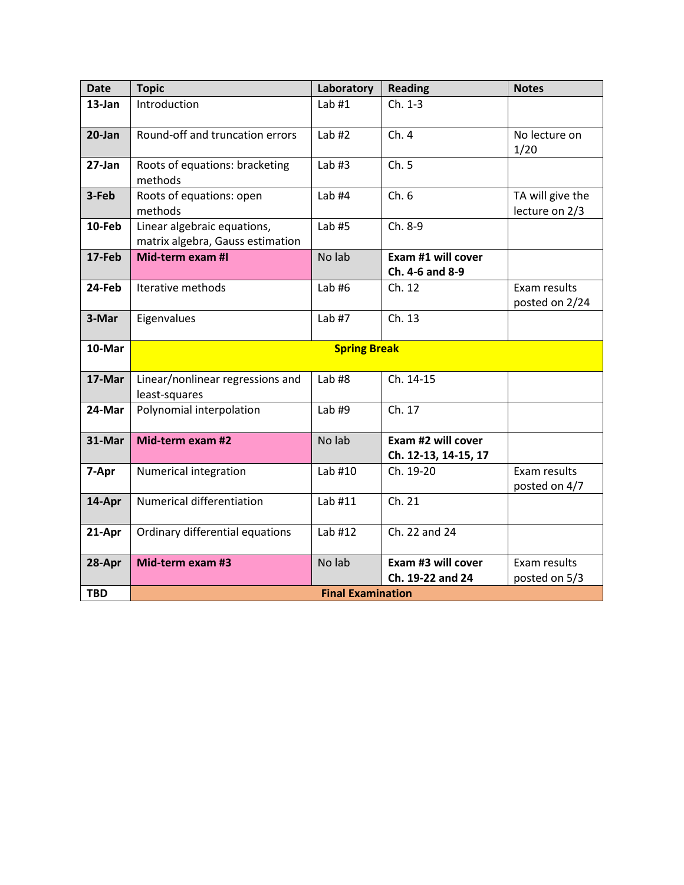| Date | Topic | Laboratory | Reading | Notes |
| --- | --- | --- | --- | --- |
| **13-Jan** | Introduction | Lab #1 | Ch. 1-3 | |
| **20-Jan** | Round-off and truncation errors | Lab #2 | Ch. 4 | No lecture on 1/20 |
| **27-Jan** | Roots of equations: bracketing methods | Lab #3 | Ch. 5 | |
| **3-Feb** | Roots of equations: open methods | Lab #4 | Ch. 6 | TA will give the lecture on 2/3 |
| **10-Feb** | Linear algebraic equations, matrix algebra, Gauss estimation | Lab #5 | Ch. 8-9 | |
| **17-Feb** | **Mid-term exam #I** | No lab | **Exam #1 will cover Ch. 4-6 and 8-9** | |
| **24-Feb** | Iterative methods | Lab #6 | Ch. 12 | Exam results posted on 2/24 |
| **3-Mar** | Eigenvalues | Lab #7 | Ch. 13 | |
| **10-Mar** | **Spring Break** | | | |
| **17-Mar** | Linear/nonlinear regressions and least-squares | Lab #8 | Ch. 14-15 | |
| **24-Mar** | Polynomial interpolation | Lab #9 | Ch. 17 | |
| **31-Mar** | **Mid-term exam #2** | No lab | **Exam #2 will cover Ch. 12-13, 14-15, 17** | |
| **7-Apr** | Numerical integration | Lab #10 | Ch. 19-20 | Exam results posted on 4/7 |
| **14-Apr** | Numerical differentiation | Lab #11 | Ch. 21 | |
| **21-Apr** | Ordinary differential equations | Lab #12 | Ch. 22 and 24 | |
| **28-Apr** | **Mid-term exam #3** | No lab | **Exam #3 will cover Ch. 19-22 and 24** | Exam results posted on 5/3 |
| **TBD** | **Final Examination** | | | |